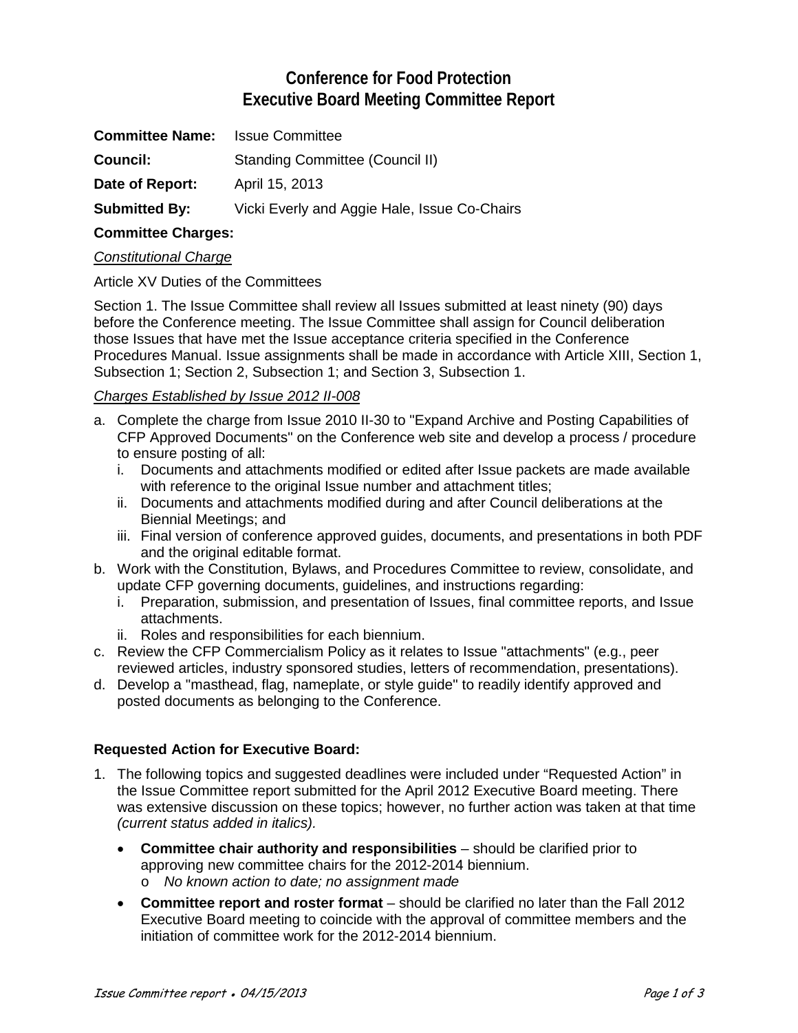# Conference for Food Protection
# Executive Board Meeting Committee Report

**Committee Name:** Issue Committee

**Council:** Standing Committee (Council II)

**Date of Report:** April 15, 2013

**Submitted By:** Vicki Everly and Aggie Hale, Issue Co-Chairs

**Committee Charges:**

_Constitutional Charge_

Article XV Duties of the Committees

Section 1. The Issue Committee shall review all Issues submitted at least ninety (90) days before the Conference meeting. The Issue Committee shall assign for Council deliberation those Issues that have met the Issue acceptance criteria specified in the Conference Procedures Manual. Issue assignments shall be made in accordance with Article XIII, Section 1, Subsection 1; Section 2, Subsection 1; and Section 3, Subsection 1.

_Charges Established by Issue 2012 II-008_

a. Complete the charge from Issue 2010 II-30 to "Expand Archive and Posting Capabilities of CFP Approved Documents" on the Conference web site and develop a process / procedure to ensure posting of all:
   i. Documents and attachments modified or edited after Issue packets are made available with reference to the original Issue number and attachment titles;
   ii. Documents and attachments modified during and after Council deliberations at the Biennial Meetings; and
   iii. Final version of conference approved guides, documents, and presentations in both PDF and the original editable format.
b. Work with the Constitution, Bylaws, and Procedures Committee to review, consolidate, and update CFP governing documents, guidelines, and instructions regarding:
   i. Preparation, submission, and presentation of Issues, final committee reports, and Issue attachments.
   ii. Roles and responsibilities for each biennium.
c. Review the CFP Commercialism Policy as it relates to Issue "attachments" (e.g., peer reviewed articles, industry sponsored studies, letters of recommendation, presentations).
d. Develop a "masthead, flag, nameplate, or style guide" to readily identify approved and posted documents as belonging to the Conference.

**Requested Action for Executive Board:**

1. The following topics and suggested deadlines were included under "Requested Action" in the Issue Committee report submitted for the April 2012 Executive Board meeting. There was extensive discussion on these topics; however, no further action was taken at that time *(current status added in italics).*

   - **Committee chair authority and responsibilities** – should be clarified prior to approving new committee chairs for the 2012-2014 biennium.
     - *No known action to date; no assignment made*
   - **Committee report and roster format** – should be clarified no later than the Fall 2012 Executive Board meeting to coincide with the approval of committee members and the initiation of committee work for the 2012-2014 biennium.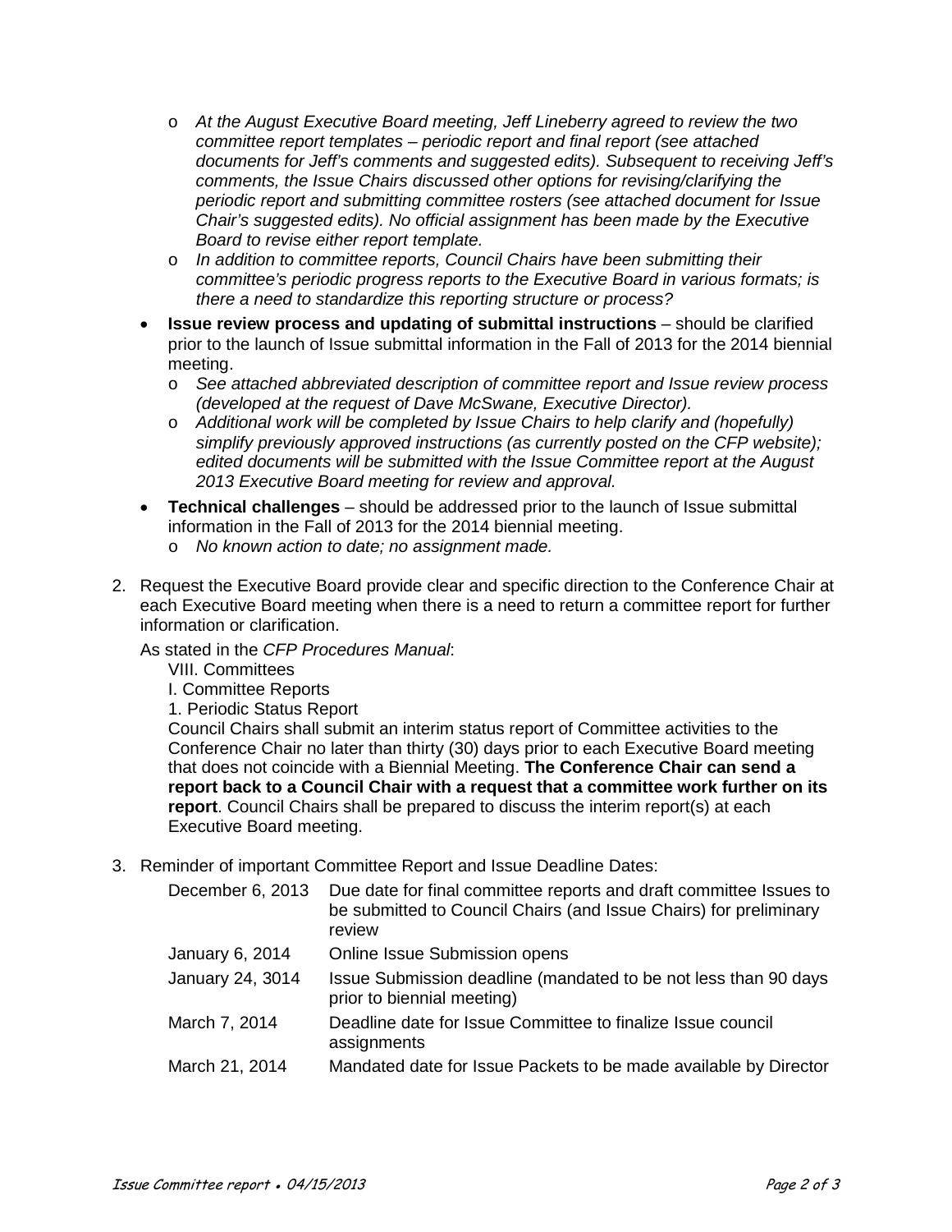- *At the August Executive Board meeting, Jeff Lineberry agreed to review the two committee report templates – periodic report and final report (see attached documents for Jeff's comments and suggested edits). Subsequent to receiving Jeff's comments, the Issue Chairs discussed other options for revising/clarifying the periodic report and submitting committee rosters (see attached document for Issue Chair's suggested edits). No official assignment has been made by the Executive Board to revise either report template.*
  - *In addition to committee reports, Council Chairs have been submitting their committee's periodic progress reports to the Executive Board in various formats; is there a need to standardize this reporting structure or process?*
- **Issue review process and updating of submittal instructions** – should be clarified prior to the launch of Issue submittal information in the Fall of 2013 for the 2014 biennial meeting.
  - *See attached abbreviated description of committee report and Issue review process (developed at the request of Dave McSwane, Executive Director).*
  - *Additional work will be completed by Issue Chairs to help clarify and (hopefully) simplify previously approved instructions (as currently posted on the CFP website); edited documents will be submitted with the Issue Committee report at the August 2013 Executive Board meeting for review and approval.*
- **Technical challenges** – should be addressed prior to the launch of Issue submittal information in the Fall of 2013 for the 2014 biennial meeting.
  - *No known action to date; no assignment made.*

2. Request the Executive Board provide clear and specific direction to the Conference Chair at each Executive Board meeting when there is a need to return a committee report for further information or clarification.

   As stated in the *CFP Procedures Manual*:

   VIII. Committees
   I. Committee Reports
   1. Periodic Status Report
   Council Chairs shall submit an interim status report of Committee activities to the Conference Chair no later than thirty (30) days prior to each Executive Board meeting that does not coincide with a Biennial Meeting. **The Conference Chair can send a report back to a Council Chair with a request that a committee work further on its report**. Council Chairs shall be prepared to discuss the interim report(s) at each Executive Board meeting.

3. Reminder of important Committee Report and Issue Deadline Dates:

| | |
|---|---|
| December 6, 2013 | Due date for final committee reports and draft committee Issues to be submitted to Council Chairs (and Issue Chairs) for preliminary review |
| January 6, 2014 | Online Issue Submission opens |
| January 24, 3014 | Issue Submission deadline (mandated to be not less than 90 days prior to biennial meeting) |
| March 7, 2014 | Deadline date for Issue Committee to finalize Issue council assignments |
| March 21, 2014 | Mandated date for Issue Packets to be made available by Director |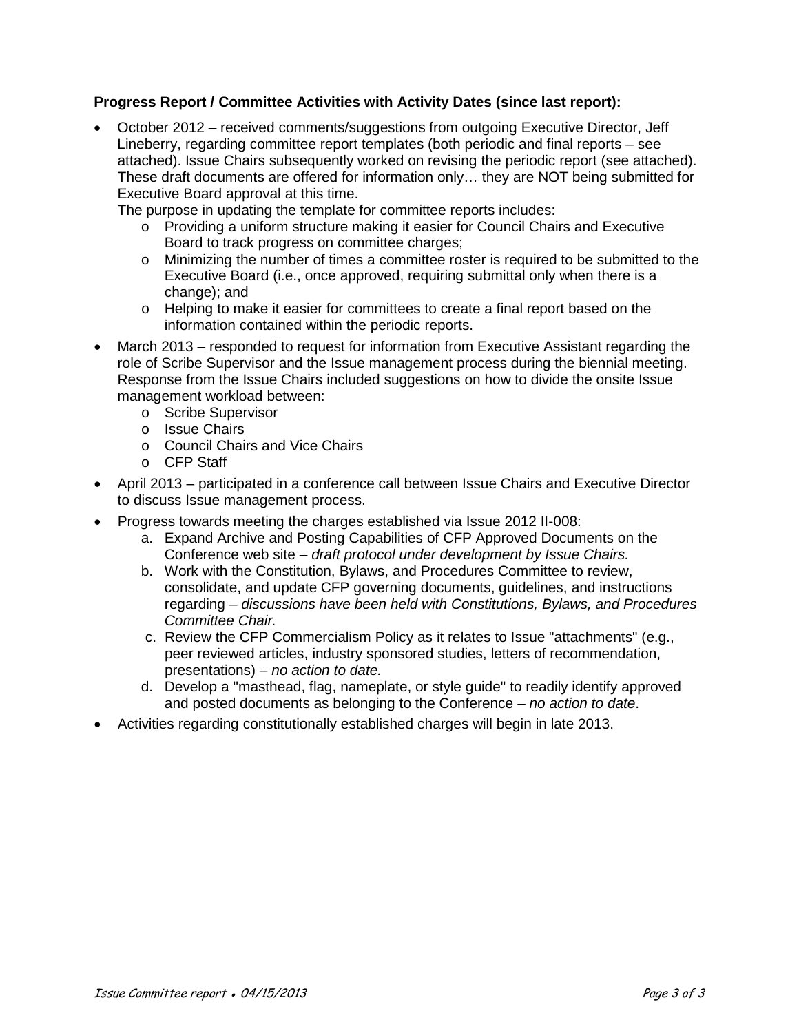**Progress Report / Committee Activities with Activity Dates (since last report):**

- October 2012 – received comments/suggestions from outgoing Executive Director, Jeff Lineberry, regarding committee report templates (both periodic and final reports – see attached). Issue Chairs subsequently worked on revising the periodic report (see attached). These draft documents are offered for information only… they are NOT being submitted for Executive Board approval at this time.

  The purpose in updating the template for committee reports includes:
  - Providing a uniform structure making it easier for Council Chairs and Executive Board to track progress on committee charges;
  - Minimizing the number of times a committee roster is required to be submitted to the Executive Board (i.e., once approved, requiring submittal only when there is a change); and
  - Helping to make it easier for committees to create a final report based on the information contained within the periodic reports.
- March 2013 – responded to request for information from Executive Assistant regarding the role of Scribe Supervisor and the Issue management process during the biennial meeting. Response from the Issue Chairs included suggestions on how to divide the onsite Issue management workload between:
  - Scribe Supervisor
  - Issue Chairs
  - Council Chairs and Vice Chairs
  - CFP Staff
- April 2013 – participated in a conference call between Issue Chairs and Executive Director to discuss Issue management process.
- Progress towards meeting the charges established via Issue 2012 II-008:
  a. Expand Archive and Posting Capabilities of CFP Approved Documents on the Conference web site – *draft protocol under development by Issue Chairs.*
  b. Work with the Constitution, Bylaws, and Procedures Committee to review, consolidate, and update CFP governing documents, guidelines, and instructions regarding – *discussions have been held with Constitutions, Bylaws, and Procedures Committee Chair.*
  c. Review the CFP Commercialism Policy as it relates to Issue "attachments" (e.g., peer reviewed articles, industry sponsored studies, letters of recommendation, presentations) – *no action to date.*
  d. Develop a "masthead, flag, nameplate, or style guide" to readily identify approved and posted documents as belonging to the Conference – *no action to date*.
- Activities regarding constitutionally established charges will begin in late 2013.